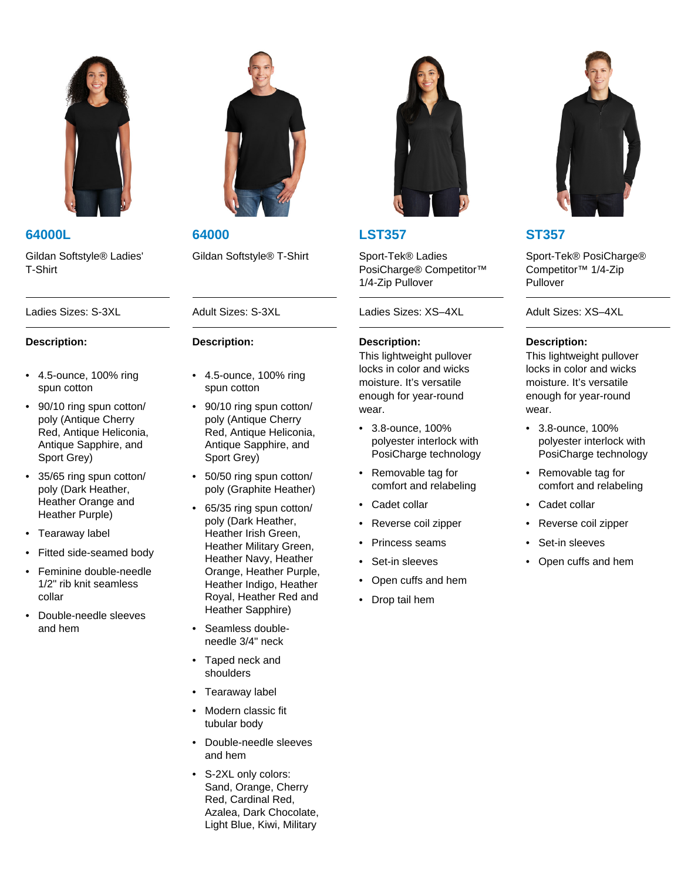## 64000L

Gildan Softstyle® Ladies' T-Shirt

Ladies Sizes: S-3XL

**Description:**

- 4.5-ounce, 100% ring spun cotton
- 90/10 ring spun cotton/ poly (Antique Cherry Red, Antique Heliconia, Antique Sapphire, and Sport Grey)
- 35/65 ring spun cotton/ poly (Dark Heather, Heather Orange and Heather Purple)
- Tearaway label
- Fitted side-seamed body
- Feminine double-needle 1/2" rib knit seamless collar
- Double-needle sleeves and hem

## 64000

Gildan Softstyle® T-Shirt

Adult Sizes: S-3XL

**Description:**

- 4.5-ounce, 100% ring spun cotton
- 90/10 ring spun cotton/ poly (Antique Cherry Red, Antique Heliconia, Antique Sapphire, and Sport Grey)
- 50/50 ring spun cotton/ poly (Graphite Heather)
- 65/35 ring spun cotton/ poly (Dark Heather, Heather Irish Green, Heather Military Green, Heather Navy, Heather Orange, Heather Purple, Heather Indigo, Heather Royal, Heather Red and Heather Sapphire)
- Seamless double-needle 3/4" neck
- Taped neck and shoulders
- Tearaway label
- Modern classic fit tubular body
- Double-needle sleeves and hem
- S-2XL only colors: Sand, Orange, Cherry Red, Cardinal Red, Azalea, Dark Chocolate, Light Blue, Kiwi, Military

## LST357

Sport-Tek® Ladies PosiCharge® Competitor™ 1/4-Zip Pullover

Ladies Sizes: XS–4XL

**Description:**
This lightweight pullover locks in color and wicks moisture. It's versatile enough for year-round wear.

- 3.8-ounce, 100% polyester interlock with PosiCharge technology
- Removable tag for comfort and relabeling
- Cadet collar
- Reverse coil zipper
- Princess seams
- Set-in sleeves
- Open cuffs and hem
- Drop tail hem

## ST357

Sport-Tek® PosiCharge® Competitor™ 1/4-Zip Pullover

Adult Sizes: XS–4XL

**Description:**
This lightweight pullover locks in color and wicks moisture. It's versatile enough for year-round wear.

- 3.8-ounce, 100% polyester interlock with PosiCharge technology
- Removable tag for comfort and relabeling
- Cadet collar
- Reverse coil zipper
- Set-in sleeves
- Open cuffs and hem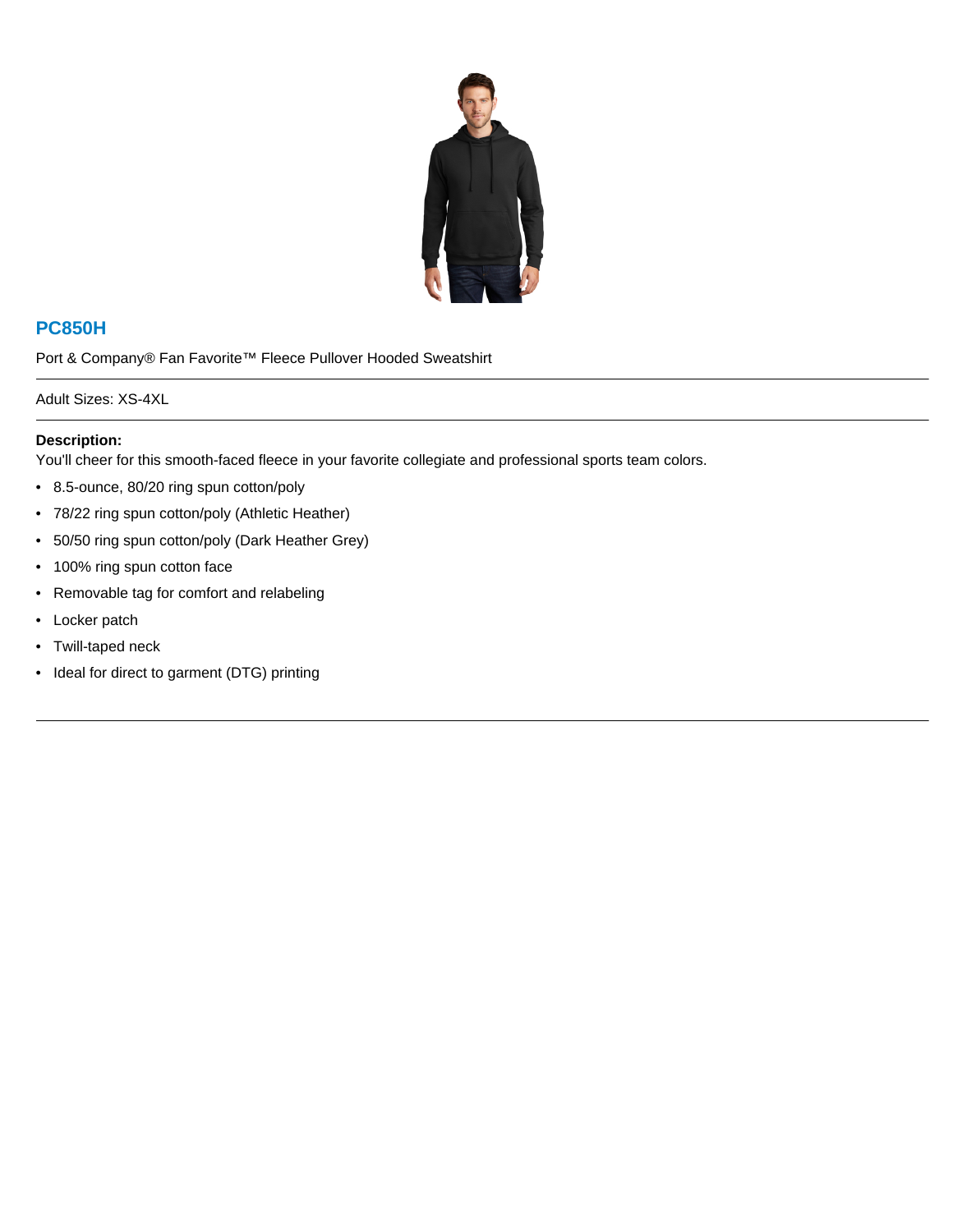## PC850H

Port & Company® Fan Favorite™ Fleece Pullover Hooded Sweatshirt

Adult Sizes: XS-4XL

**Description:**

You'll cheer for this smooth-faced fleece in your favorite collegiate and professional sports team colors.

- 8.5-ounce, 80/20 ring spun cotton/poly
- 78/22 ring spun cotton/poly (Athletic Heather)
- 50/50 ring spun cotton/poly (Dark Heather Grey)
- 100% ring spun cotton face
- Removable tag for comfort and relabeling
- Locker patch
- Twill-taped neck
- Ideal for direct to garment (DTG) printing